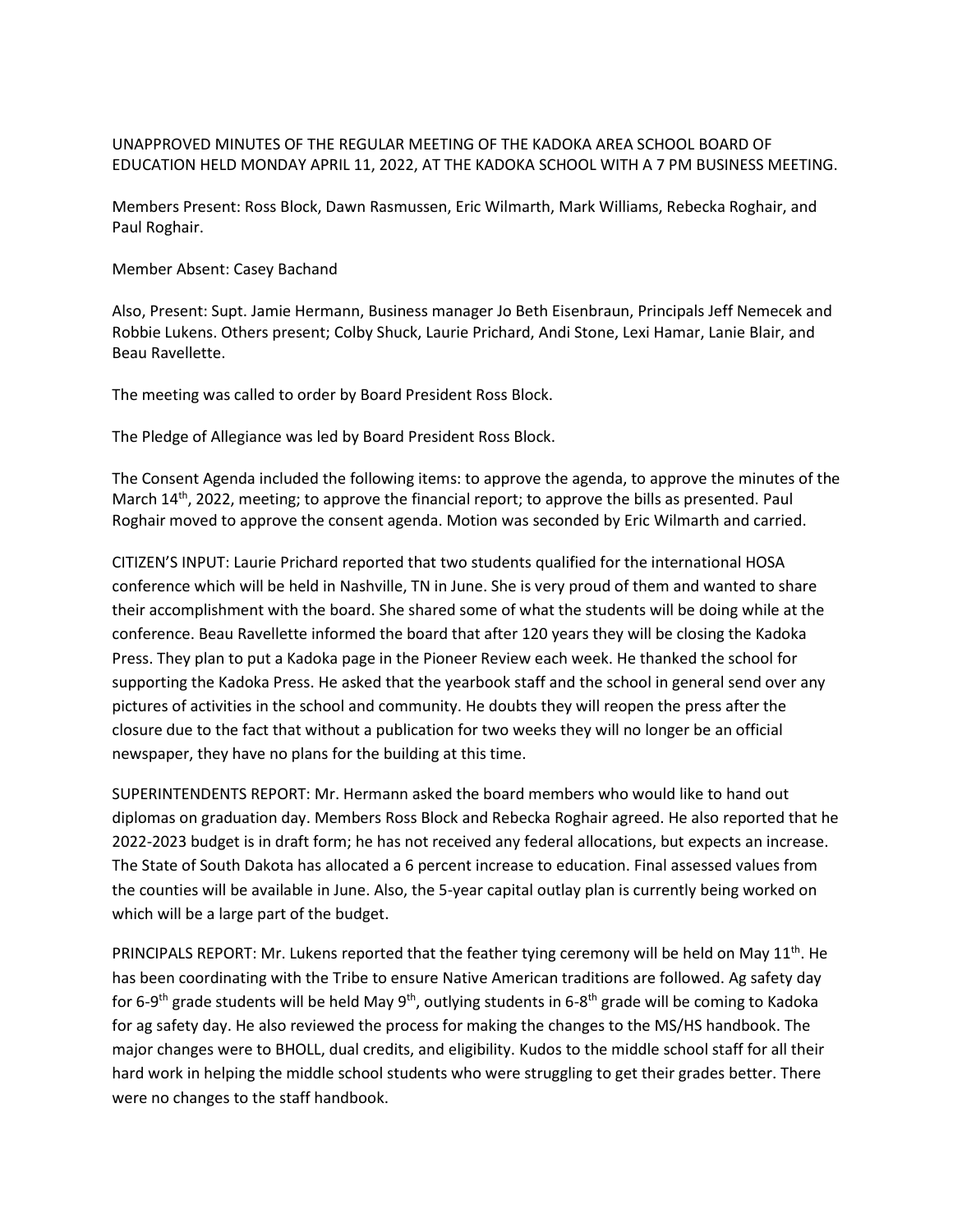UNAPPROVED MINUTES OF THE REGULAR MEETING OF THE KADOKA AREA SCHOOL BOARD OF EDUCATION HELD MONDAY APRIL 11, 2022, AT THE KADOKA SCHOOL WITH A 7 PM BUSINESS MEETING.

Members Present: Ross Block, Dawn Rasmussen, Eric Wilmarth, Mark Williams, Rebecka Roghair, and Paul Roghair.

Member Absent: Casey Bachand

Also, Present: Supt. Jamie Hermann, Business manager Jo Beth Eisenbraun, Principals Jeff Nemecek and Robbie Lukens. Others present; Colby Shuck, Laurie Prichard, Andi Stone, Lexi Hamar, Lanie Blair, and Beau Ravellette.

The meeting was called to order by Board President Ross Block.

The Pledge of Allegiance was led by Board President Ross Block.

The Consent Agenda included the following items: to approve the agenda, to approve the minutes of the March 14th, 2022, meeting; to approve the financial report; to approve the bills as presented. Paul Roghair moved to approve the consent agenda. Motion was seconded by Eric Wilmarth and carried.

CITIZEN'S INPUT: Laurie Prichard reported that two students qualified for the international HOSA conference which will be held in Nashville, TN in June. She is very proud of them and wanted to share their accomplishment with the board. She shared some of what the students will be doing while at the conference. Beau Ravellette informed the board that after 120 years they will be closing the Kadoka Press. They plan to put a Kadoka page in the Pioneer Review each week. He thanked the school for supporting the Kadoka Press. He asked that the yearbook staff and the school in general send over any pictures of activities in the school and community. He doubts they will reopen the press after the closure due to the fact that without a publication for two weeks they will no longer be an official newspaper, they have no plans for the building at this time.

SUPERINTENDENTS REPORT: Mr. Hermann asked the board members who would like to hand out diplomas on graduation day. Members Ross Block and Rebecka Roghair agreed. He also reported that he 2022-2023 budget is in draft form; he has not received any federal allocations, but expects an increase. The State of South Dakota has allocated a 6 percent increase to education. Final assessed values from the counties will be available in June. Also, the 5-year capital outlay plan is currently being worked on which will be a large part of the budget.

PRINCIPALS REPORT: Mr. Lukens reported that the feather tying ceremony will be held on May 11th. He has been coordinating with the Tribe to ensure Native American traditions are followed. Ag safety day for 6-9th grade students will be held May 9th, outlying students in 6-8th grade will be coming to Kadoka for ag safety day. He also reviewed the process for making the changes to the MS/HS handbook. The major changes were to BHOLL, dual credits, and eligibility. Kudos to the middle school staff for all their hard work in helping the middle school students who were struggling to get their grades better. There were no changes to the staff handbook.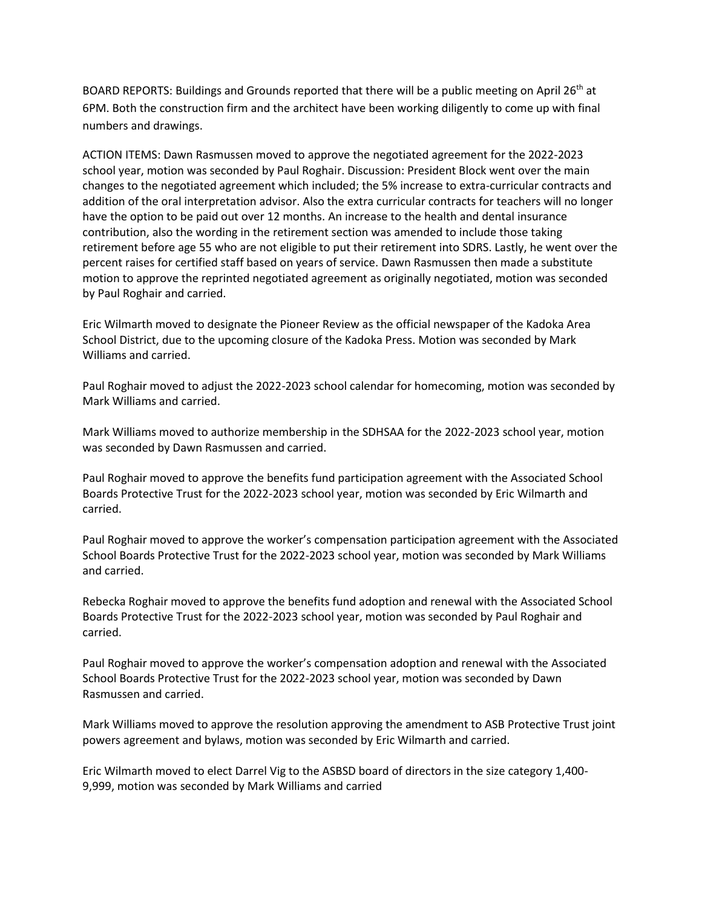BOARD REPORTS: Buildings and Grounds reported that there will be a public meeting on April 26th at 6PM. Both the construction firm and the architect have been working diligently to come up with final numbers and drawings.

ACTION ITEMS: Dawn Rasmussen moved to approve the negotiated agreement for the 2022-2023 school year, motion was seconded by Paul Roghair. Discussion: President Block went over the main changes to the negotiated agreement which included; the 5% increase to extra-curricular contracts and addition of the oral interpretation advisor. Also the extra curricular contracts for teachers will no longer have the option to be paid out over 12 months. An increase to the health and dental insurance contribution, also the wording in the retirement section was amended to include those taking retirement before age 55 who are not eligible to put their retirement into SDRS. Lastly, he went over the percent raises for certified staff based on years of service. Dawn Rasmussen then made a substitute motion to approve the reprinted negotiated agreement as originally negotiated, motion was seconded by Paul Roghair and carried.

Eric Wilmarth moved to designate the Pioneer Review as the official newspaper of the Kadoka Area School District, due to the upcoming closure of the Kadoka Press. Motion was seconded by Mark Williams and carried.

Paul Roghair moved to adjust the 2022-2023 school calendar for homecoming, motion was seconded by Mark Williams and carried.

Mark Williams moved to authorize membership in the SDHSAA for the 2022-2023 school year, motion was seconded by Dawn Rasmussen and carried.

Paul Roghair moved to approve the benefits fund participation agreement with the Associated School Boards Protective Trust for the 2022-2023 school year, motion was seconded by Eric Wilmarth and carried.

Paul Roghair moved to approve the worker's compensation participation agreement with the Associated School Boards Protective Trust for the 2022-2023 school year, motion was seconded by Mark Williams and carried.

Rebecka Roghair moved to approve the benefits fund adoption and renewal with the Associated School Boards Protective Trust for the 2022-2023 school year, motion was seconded by Paul Roghair and carried.

Paul Roghair moved to approve the worker's compensation adoption and renewal with the Associated School Boards Protective Trust for the 2022-2023 school year, motion was seconded by Dawn Rasmussen and carried.

Mark Williams moved to approve the resolution approving the amendment to ASB Protective Trust joint powers agreement and bylaws, motion was seconded by Eric Wilmarth and carried.

Eric Wilmarth moved to elect Darrel Vig to the ASBSD board of directors in the size category 1,400-9,999, motion was seconded by Mark Williams and carried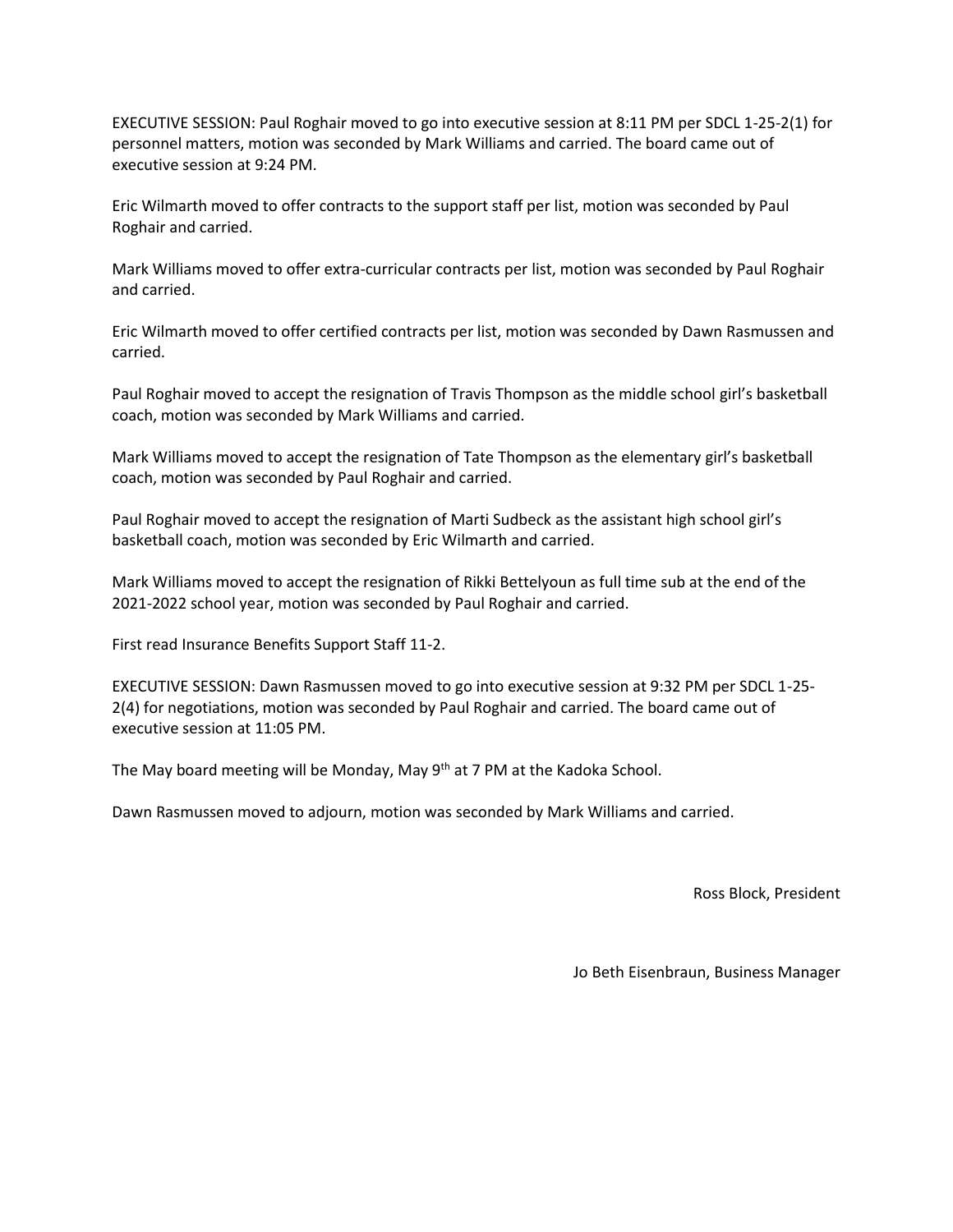EXECUTIVE SESSION: Paul Roghair moved to go into executive session at 8:11 PM per SDCL 1-25-2(1) for personnel matters, motion was seconded by Mark Williams and carried. The board came out of executive session at 9:24 PM.

Eric Wilmarth moved to offer contracts to the support staff per list, motion was seconded by Paul Roghair and carried.

Mark Williams moved to offer extra-curricular contracts per list, motion was seconded by Paul Roghair and carried.

Eric Wilmarth moved to offer certified contracts per list, motion was seconded by Dawn Rasmussen and carried.

Paul Roghair moved to accept the resignation of Travis Thompson as the middle school girl's basketball coach, motion was seconded by Mark Williams and carried.

Mark Williams moved to accept the resignation of Tate Thompson as the elementary girl's basketball coach, motion was seconded by Paul Roghair and carried.

Paul Roghair moved to accept the resignation of Marti Sudbeck as the assistant high school girl's basketball coach, motion was seconded by Eric Wilmarth and carried.

Mark Williams moved to accept the resignation of Rikki Bettelyoun as full time sub at the end of the 2021-2022 school year, motion was seconded by Paul Roghair and carried.

First read Insurance Benefits Support Staff 11-2.

EXECUTIVE SESSION: Dawn Rasmussen moved to go into executive session at 9:32 PM per SDCL 1-25-2(4) for negotiations, motion was seconded by Paul Roghair and carried. The board came out of executive session at 11:05 PM.

The May board meeting will be Monday, May 9th at 7 PM at the Kadoka School.

Dawn Rasmussen moved to adjourn, motion was seconded by Mark Williams and carried.

Ross Block, President

Jo Beth Eisenbraun, Business Manager